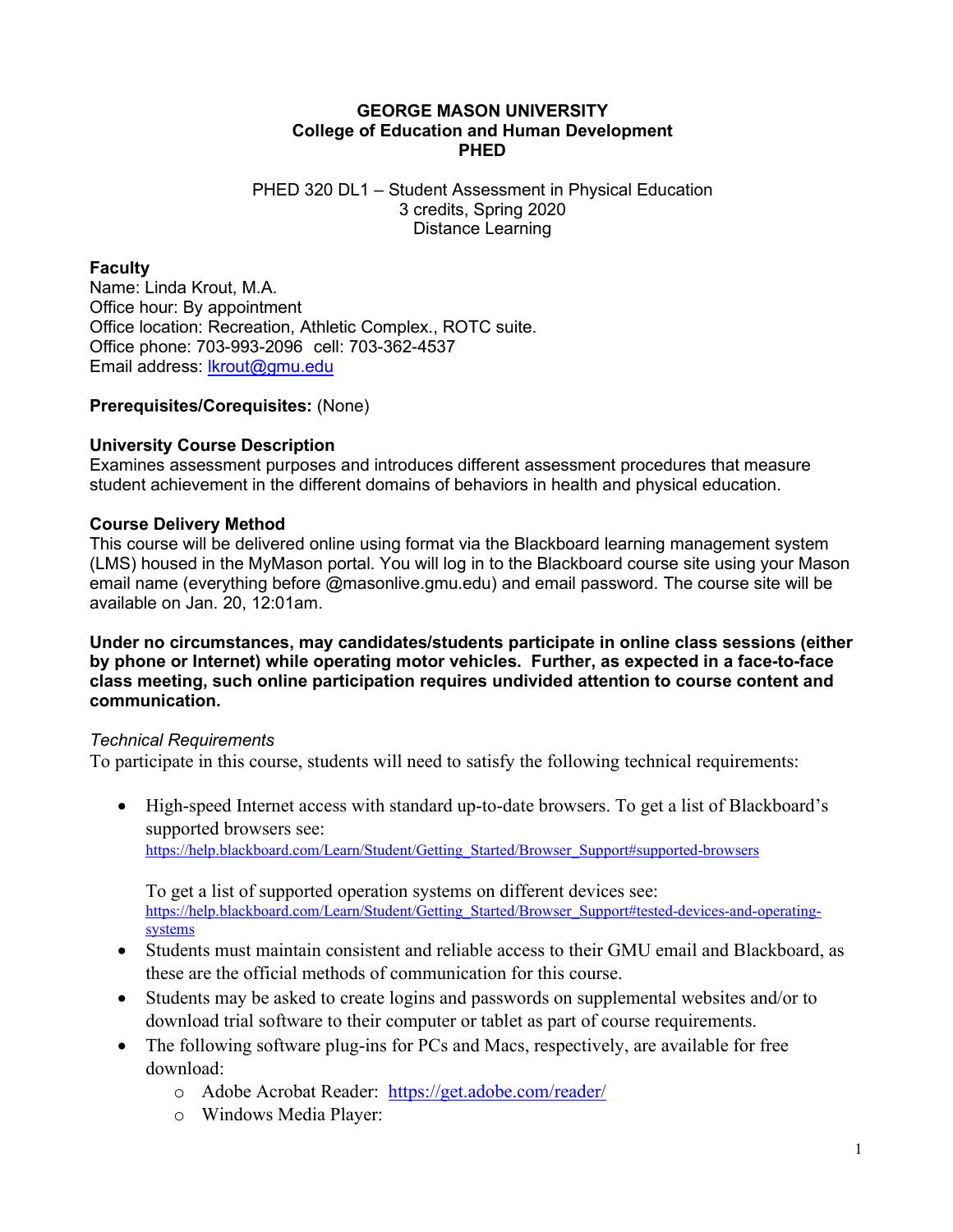# GEORGE MASON UNIVERSITY
## College of Education and Human Development
## PHED

PHED 320 DL1 – Student Assessment in Physical Education
3 credits, Spring 2020
Distance Learning

**Faculty**
Name: Linda Krout, M.A.
Office hour: By appointment
Office location: Recreation, Athletic Complex., ROTC suite.
Office phone: 703-993-2096 cell: 703-362-4537
Email address: [lkrout@gmu.edu](mailto:lkrout@gmu.edu)

**Prerequisites/Corequisites:** (None)

**University Course Description**
Examines assessment purposes and introduces different assessment procedures that measure student achievement in the different domains of behaviors in health and physical education.

**Course Delivery Method**
This course will be delivered online using format via the Blackboard learning management system (LMS) housed in the MyMason portal. You will log in to the Blackboard course site using your Mason email name (everything before @masonlive.gmu.edu) and email password. The course site will be available on Jan. 20, 12:01am.

**Under no circumstances, may candidates/students participate in online class sessions (either by phone or Internet) while operating motor vehicles. Further, as expected in a face-to-face class meeting, such online participation requires undivided attention to course content and communication.**

*Technical Requirements*
To participate in this course, students will need to satisfy the following technical requirements:

- High-speed Internet access with standard up-to-date browsers. To get a list of Blackboard's supported browsers see:
  https://help.blackboard.com/Learn/Student/Getting_Started/Browser_Support#supported-browsers

  To get a list of supported operation systems on different devices see:
  https://help.blackboard.com/Learn/Student/Getting_Started/Browser_Support#tested-devices-and-operating-systems
- Students must maintain consistent and reliable access to their GMU email and Blackboard, as these are the official methods of communication for this course.
- Students may be asked to create logins and passwords on supplemental websites and/or to download trial software to their computer or tablet as part of course requirements.
- The following software plug-ins for PCs and Macs, respectively, are available for free download:
  - Adobe Acrobat Reader: https://get.adobe.com/reader/
  - Windows Media Player: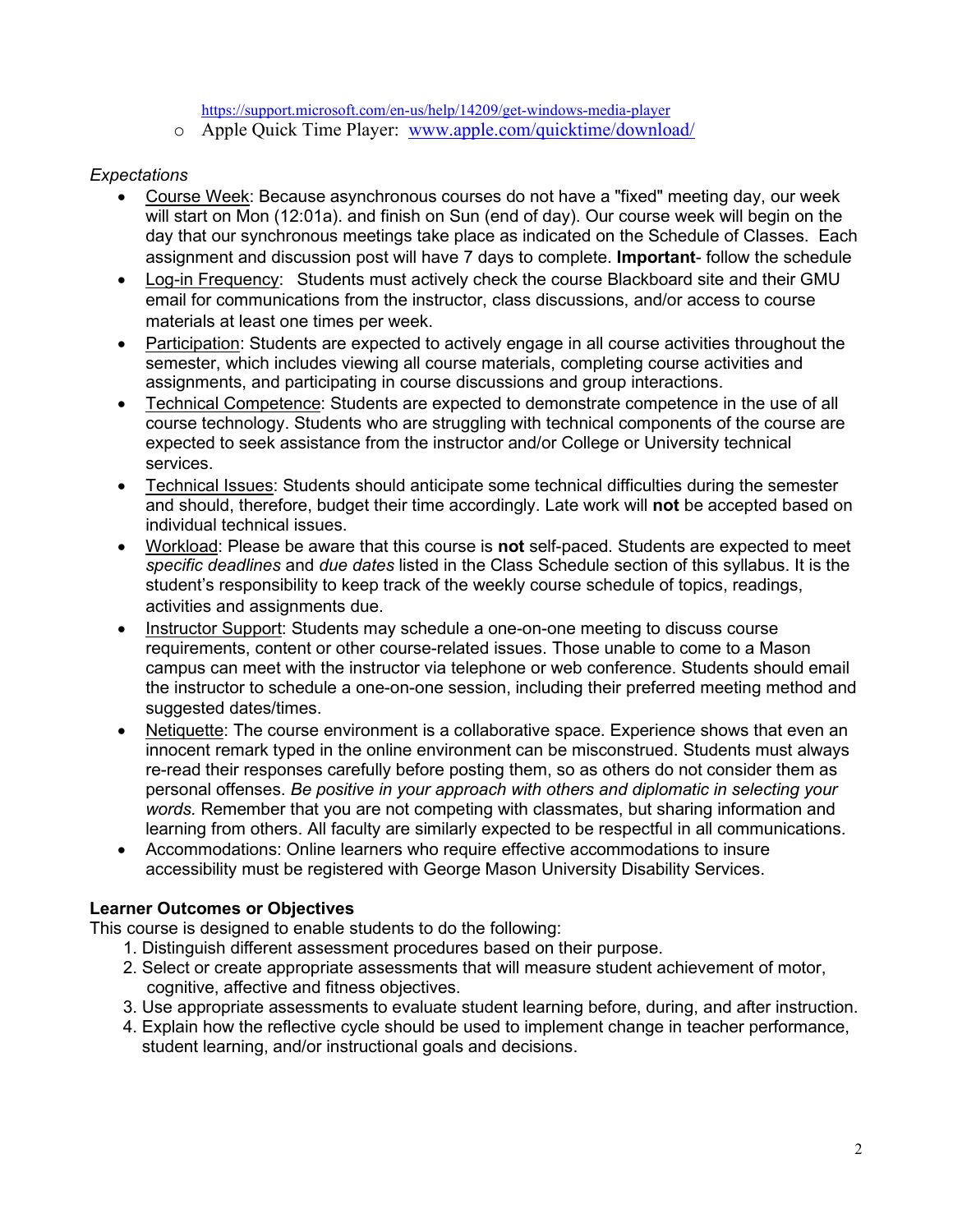- https://support.microsoft.com/en-us/help/14209/get-windows-media-player
    - Apple Quick Time Player: [www.apple.com/quicktime/download/](www.apple.com/quicktime/download/)

*Expectations*

- Course Week: Because asynchronous courses do not have a "fixed" meeting day, our week will start on Mon (12:01a). and finish on Sun (end of day). Our course week will begin on the day that our synchronous meetings take place as indicated on the Schedule of Classes. Each assignment and discussion post will have 7 days to complete. **Important**- follow the schedule
- Log-in Frequency: Students must actively check the course Blackboard site and their GMU email for communications from the instructor, class discussions, and/or access to course materials at least one times per week.
- Participation: Students are expected to actively engage in all course activities throughout the semester, which includes viewing all course materials, completing course activities and assignments, and participating in course discussions and group interactions.
- Technical Competence: Students are expected to demonstrate competence in the use of all course technology. Students who are struggling with technical components of the course are expected to seek assistance from the instructor and/or College or University technical services.
- Technical Issues: Students should anticipate some technical difficulties during the semester and should, therefore, budget their time accordingly. Late work will **not** be accepted based on individual technical issues.
- Workload: Please be aware that this course is **not** self-paced. Students are expected to meet *specific deadlines* and *due dates* listed in the Class Schedule section of this syllabus. It is the student's responsibility to keep track of the weekly course schedule of topics, readings, activities and assignments due.
- Instructor Support: Students may schedule a one-on-one meeting to discuss course requirements, content or other course-related issues. Those unable to come to a Mason campus can meet with the instructor via telephone or web conference. Students should email the instructor to schedule a one-on-one session, including their preferred meeting method and suggested dates/times.
- Netiquette: The course environment is a collaborative space. Experience shows that even an innocent remark typed in the online environment can be misconstrued. Students must always re-read their responses carefully before posting them, so as others do not consider them as personal offenses. *Be positive in your approach with others and diplomatic in selecting your words.* Remember that you are not competing with classmates, but sharing information and learning from others. All faculty are similarly expected to be respectful in all communications.
- Accommodations: Online learners who require effective accommodations to insure accessibility must be registered with George Mason University Disability Services.

**Learner Outcomes or Objectives**

This course is designed to enable students to do the following:

1. Distinguish different assessment procedures based on their purpose.
2. Select or create appropriate assessments that will measure student achievement of motor, cognitive, affective and fitness objectives.
3. Use appropriate assessments to evaluate student learning before, during, and after instruction.
4. Explain how the reflective cycle should be used to implement change in teacher performance, student learning, and/or instructional goals and decisions.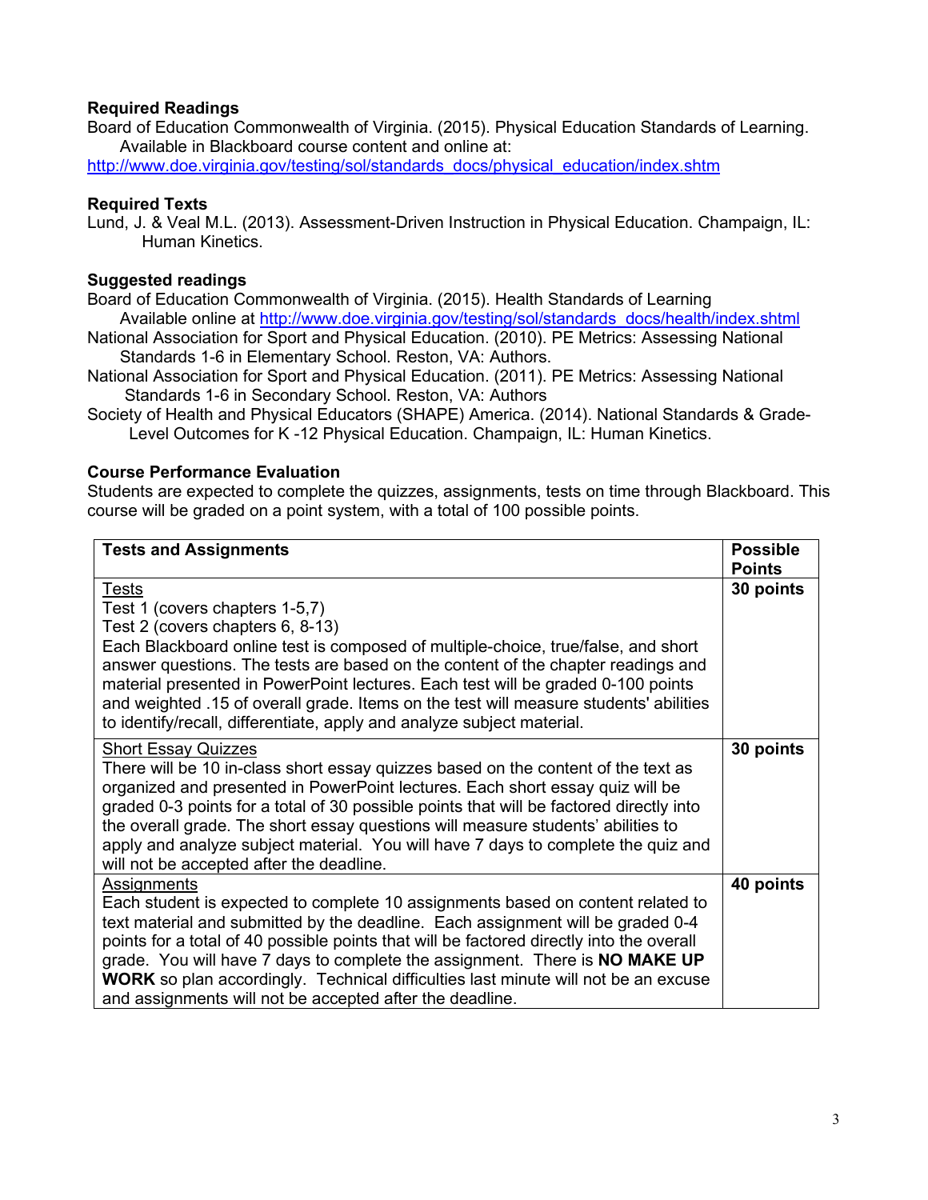### Required Readings

Board of Education Commonwealth of Virginia. (2015). Physical Education Standards of Learning. Available in Blackboard course content and online at:
[http://www.doe.virginia.gov/testing/sol/standards_docs/physical_education/index.shtm](http://www.doe.virginia.gov/testing/sol/standards_docs/physical_education/index.shtm)

### Required Texts

Lund, J. & Veal M.L. (2013). Assessment-Driven Instruction in Physical Education. Champaign, IL: Human Kinetics.

### Suggested readings

Board of Education Commonwealth of Virginia. (2015). Health Standards of Learning Available online at [http://www.doe.virginia.gov/testing/sol/standards_docs/health/index.shtml](http://www.doe.virginia.gov/testing/sol/standards_docs/health/index.shtml)

National Association for Sport and Physical Education. (2010). PE Metrics: Assessing National Standards 1-6 in Elementary School. Reston, VA: Authors.

National Association for Sport and Physical Education. (2011). PE Metrics: Assessing National Standards 1-6 in Secondary School. Reston, VA: Authors

Society of Health and Physical Educators (SHAPE) America. (2014). National Standards & Grade-Level Outcomes for K -12 Physical Education. Champaign, IL: Human Kinetics.

### Course Performance Evaluation

Students are expected to complete the quizzes, assignments, tests on time through Blackboard. This course will be graded on a point system, with a total of 100 possible points.

| **Tests and Assignments** | **Possible Points** |
|---|---|
| <u>Tests</u><br>Test 1 (covers chapters 1-5,7)<br>Test 2 (covers chapters 6, 8-13)<br>Each Blackboard online test is composed of multiple-choice, true/false, and short answer questions. The tests are based on the content of the chapter readings and material presented in PowerPoint lectures. Each test will be graded 0-100 points and weighted .15 of overall grade. Items on the test will measure students' abilities to identify/recall, differentiate, apply and analyze subject material. | **30 points** |
| <u>Short Essay Quizzes</u><br>There will be 10 in-class short essay quizzes based on the content of the text as organized and presented in PowerPoint lectures. Each short essay quiz will be graded 0-3 points for a total of 30 possible points that will be factored directly into the overall grade. The short essay questions will measure students' abilities to apply and analyze subject material. You will have 7 days to complete the quiz and will not be accepted after the deadline. | **30 points** |
| <u>Assignments</u><br>Each student is expected to complete 10 assignments based on content related to text material and submitted by the deadline. Each assignment will be graded 0-4 points for a total of 40 possible points that will be factored directly into the overall grade. You will have 7 days to complete the assignment. There is **NO MAKE UP WORK** so plan accordingly. Technical difficulties last minute will not be an excuse and assignments will not be accepted after the deadline. | **40 points** |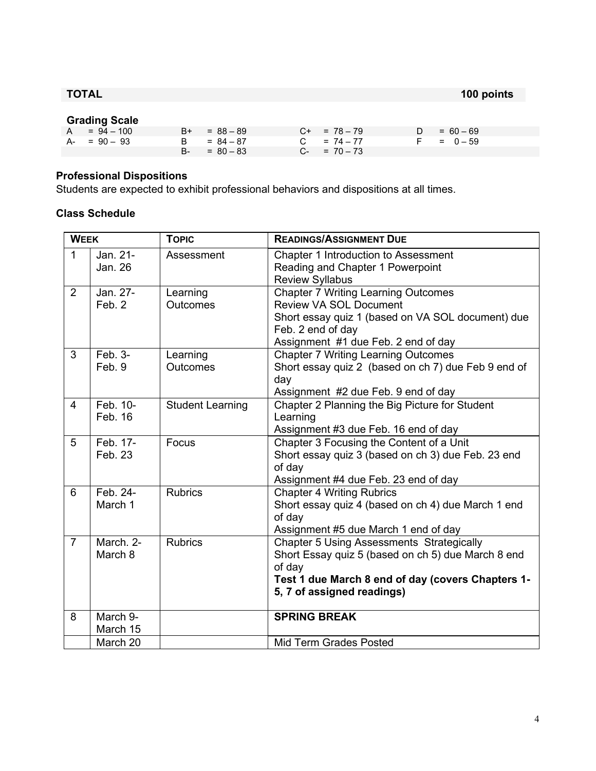| **TOTAL** | **100 points** |
|---|---|

**Grading Scale**

| | | | | | | | |
|---|---|---|---|---|---|---|---|
| A | = 94 – 100 | B+ | = 88 – 89 | C+ | = 78 – 79 | D | = 60 – 69 |
| A- | = 90 – 93 | B | = 84 – 87 | C | = 74 – 77 | F | = 0 – 59 |
| | | B- | = 80 – 83 | C- | = 70 – 73 | | |

**Professional Dispositions**

Students are expected to exhibit professional behaviors and dispositions at all times.

**Class Schedule**

| Week | | Topic | Readings/Assignment Due |
|---|---|---|---|
| 1 | Jan. 21- Jan. 26 | Assessment | Chapter 1 Introduction to Assessment<br>Reading and Chapter 1 Powerpoint<br>Review Syllabus |
| 2 | Jan. 27- Feb. 2 | Learning Outcomes | Chapter 7 Writing Learning Outcomes<br>Review VA SOL Document<br>Short essay quiz 1 (based on VA SOL document) due Feb. 2 end of day<br>Assignment #1 due Feb. 2 end of day |
| 3 | Feb. 3- Feb. 9 | Learning Outcomes | Chapter 7 Writing Learning Outcomes<br>Short essay quiz 2 (based on ch 7) due Feb 9 end of day<br>Assignment #2 due Feb. 9 end of day |
| 4 | Feb. 10- Feb. 16 | Student Learning | Chapter 2 Planning the Big Picture for Student Learning<br>Assignment #3 due Feb. 16 end of day |
| 5 | Feb. 17- Feb. 23 | Focus | Chapter 3 Focusing the Content of a Unit<br>Short essay quiz 3 (based on ch 3) due Feb. 23 end of day<br>Assignment #4 due Feb. 23 end of day |
| 6 | Feb. 24- March 1 | Rubrics | Chapter 4 Writing Rubrics<br>Short essay quiz 4 (based on ch 4) due March 1 end of day<br>Assignment #5 due March 1 end of day |
| 7 | March. 2- March 8 | Rubrics | Chapter 5 Using Assessments Strategically<br>Short Essay quiz 5 (based on ch 5) due March 8 end of day<br>**Test 1 due March 8 end of day (covers Chapters 1-5, 7 of assigned readings)** |
| 8 | March 9- March 15 | | **SPRING BREAK** |
| | March 20 | | Mid Term Grades Posted |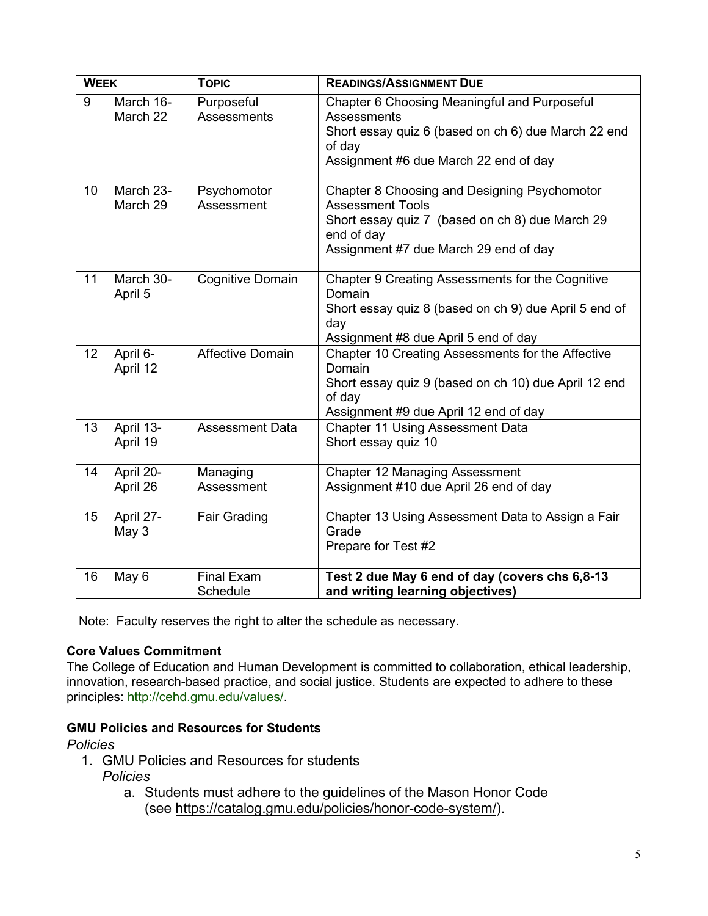| WEEK | | TOPIC | READINGS/ASSIGNMENT DUE |
|---|---|---|---|
| 9 | March 16-March 22 | Purposeful Assessments | Chapter 6 Choosing Meaningful and Purposeful Assessments<br>Short essay quiz 6 (based on ch 6) due March 22 end of day<br>Assignment #6 due March 22 end of day |
| 10 | March 23-March 29 | Psychomotor Assessment | Chapter 8 Choosing and Designing Psychomotor Assessment Tools<br>Short essay quiz 7 (based on ch 8) due March 29 end of day<br>Assignment #7 due March 29 end of day |
| 11 | March 30-April 5 | Cognitive Domain | Chapter 9 Creating Assessments for the Cognitive Domain<br>Short essay quiz 8 (based on ch 9) due April 5 end of day<br>Assignment #8 due April 5 end of day |
| 12 | April 6-April 12 | Affective Domain | Chapter 10 Creating Assessments for the Affective Domain<br>Short essay quiz 9 (based on ch 10) due April 12 end of day<br>Assignment #9 due April 12 end of day |
| 13 | April 13-April 19 | Assessment Data | Chapter 11 Using Assessment Data<br>Short essay quiz 10 |
| 14 | April 20-April 26 | Managing Assessment | Chapter 12 Managing Assessment<br>Assignment #10 due April 26 end of day |
| 15 | April 27-May 3 | Fair Grading | Chapter 13 Using Assessment Data to Assign a Fair Grade<br>Prepare for Test #2 |
| 16 | May 6 | Final Exam Schedule | **Test 2 due May 6 end of day (covers chs 6,8-13 and writing learning objectives)** |

Note: Faculty reserves the right to alter the schedule as necessary.

**Core Values Commitment**

The College of Education and Human Development is committed to collaboration, ethical leadership, innovation, research-based practice, and social justice. Students are expected to adhere to these principles: http://cehd.gmu.edu/values/.

**GMU Policies and Resources for Students**

*Policies*

1. GMU Policies and Resources for students
   *Policies*
   a. Students must adhere to the guidelines of the Mason Honor Code (see https://catalog.gmu.edu/policies/honor-code-system/).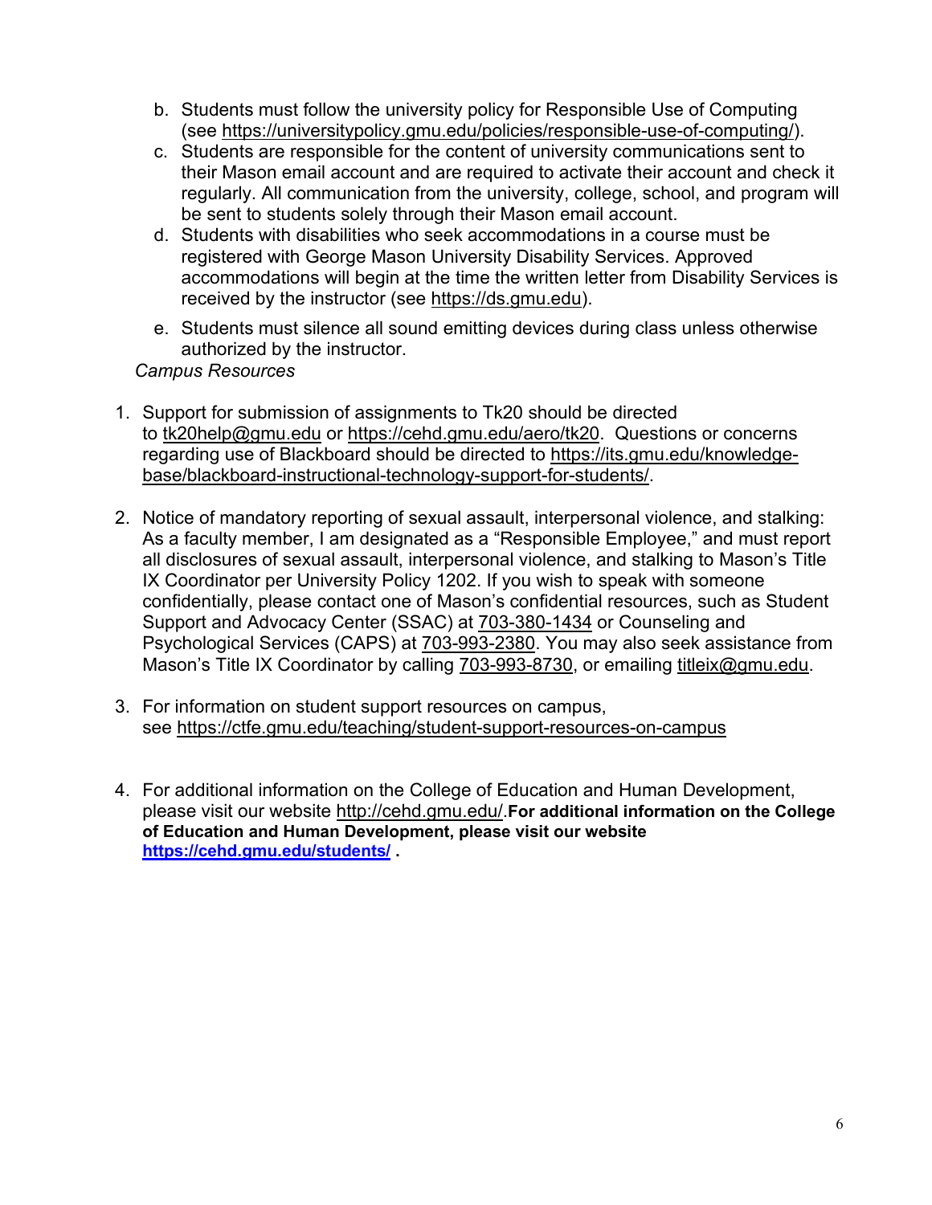b. Students must follow the university policy for Responsible Use of Computing (see https://universitypolicy.gmu.edu/policies/responsible-use-of-computing/).
c. Students are responsible for the content of university communications sent to their Mason email account and are required to activate their account and check it regularly. All communication from the university, college, school, and program will be sent to students solely through their Mason email account.
d. Students with disabilities who seek accommodations in a course must be registered with George Mason University Disability Services. Approved accommodations will begin at the time the written letter from Disability Services is received by the instructor (see https://ds.gmu.edu).
e. Students must silence all sound emitting devices during class unless otherwise authorized by the instructor.

*Campus Resources*

1. Support for submission of assignments to Tk20 should be directed to tk20help@gmu.edu or https://cehd.gmu.edu/aero/tk20. Questions or concerns regarding use of Blackboard should be directed to https://its.gmu.edu/knowledge-base/blackboard-instructional-technology-support-for-students/.

2. Notice of mandatory reporting of sexual assault, interpersonal violence, and stalking: As a faculty member, I am designated as a "Responsible Employee," and must report all disclosures of sexual assault, interpersonal violence, and stalking to Mason's Title IX Coordinator per University Policy 1202. If you wish to speak with someone confidentially, please contact one of Mason's confidential resources, such as Student Support and Advocacy Center (SSAC) at 703-380-1434 or Counseling and Psychological Services (CAPS) at 703-993-2380. You may also seek assistance from Mason's Title IX Coordinator by calling 703-993-8730, or emailing titleix@gmu.edu.

3. For information on student support resources on campus, see https://ctfe.gmu.edu/teaching/student-support-resources-on-campus

4. For additional information on the College of Education and Human Development, please visit our website http://cehd.gmu.edu/.**For additional information on the College of Education and Human Development, please visit our website https://cehd.gmu.edu/students/ .**